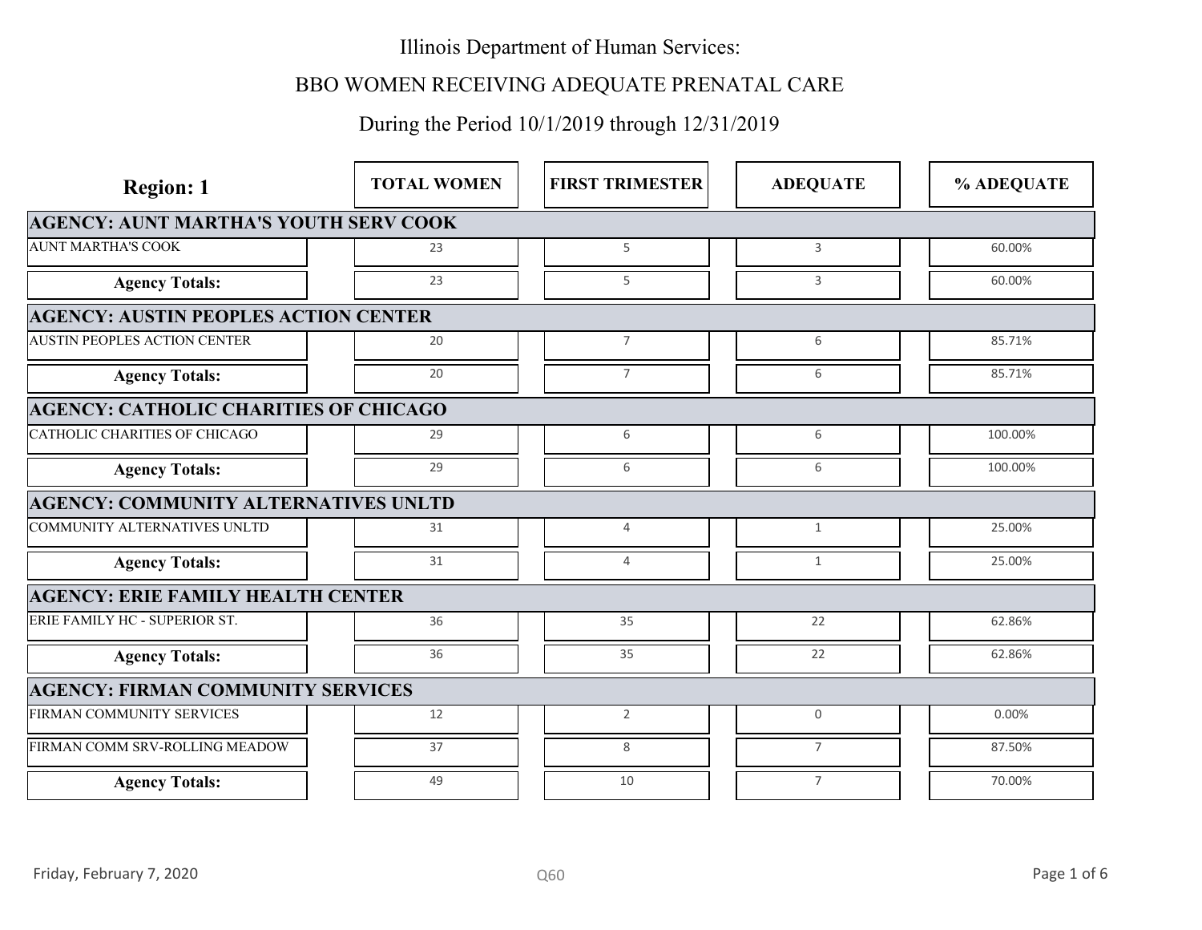# Illinois Department of Human Services:

## BBO WOMEN RECEIVING ADEQUATE PRENATAL CARE

### During the Period 10/1/2019 through 12/31/2019

| Region: 1 | TOTAL WOMEN | FIRST TRIMESTER | ADEQUATE | % ADEQUATE |
|---|---|---|---|---|
| **AGENCY: AUNT MARTHA'S YOUTH SERV COOK** | | | | |
| AUNT MARTHA'S COOK | 23 | 5 | 3 | 60.00% |
| **Agency Totals:** | 23 | 5 | 3 | 60.00% |
| **AGENCY: AUSTIN PEOPLES ACTION CENTER** | | | | |
| AUSTIN PEOPLES ACTION CENTER | 20 | 7 | 6 | 85.71% |
| **Agency Totals:** | 20 | 7 | 6 | 85.71% |
| **AGENCY: CATHOLIC CHARITIES OF CHICAGO** | | | | |
| CATHOLIC CHARITIES OF CHICAGO | 29 | 6 | 6 | 100.00% |
| **Agency Totals:** | 29 | 6 | 6 | 100.00% |
| **AGENCY: COMMUNITY ALTERNATIVES UNLTD** | | | | |
| COMMUNITY ALTERNATIVES UNLTD | 31 | 4 | 1 | 25.00% |
| **Agency Totals:** | 31 | 4 | 1 | 25.00% |
| **AGENCY: ERIE FAMILY HEALTH CENTER** | | | | |
| ERIE FAMILY HC - SUPERIOR ST. | 36 | 35 | 22 | 62.86% |
| **Agency Totals:** | 36 | 35 | 22 | 62.86% |
| **AGENCY: FIRMAN COMMUNITY SERVICES** | | | | |
| FIRMAN COMMUNITY SERVICES | 12 | 2 | 0 | 0.00% |
| FIRMAN COMM SRV-ROLLING MEADOW | 37 | 8 | 7 | 87.50% |
| **Agency Totals:** | 49 | 10 | 7 | 70.00% |

Friday, February 7, 2020

Q60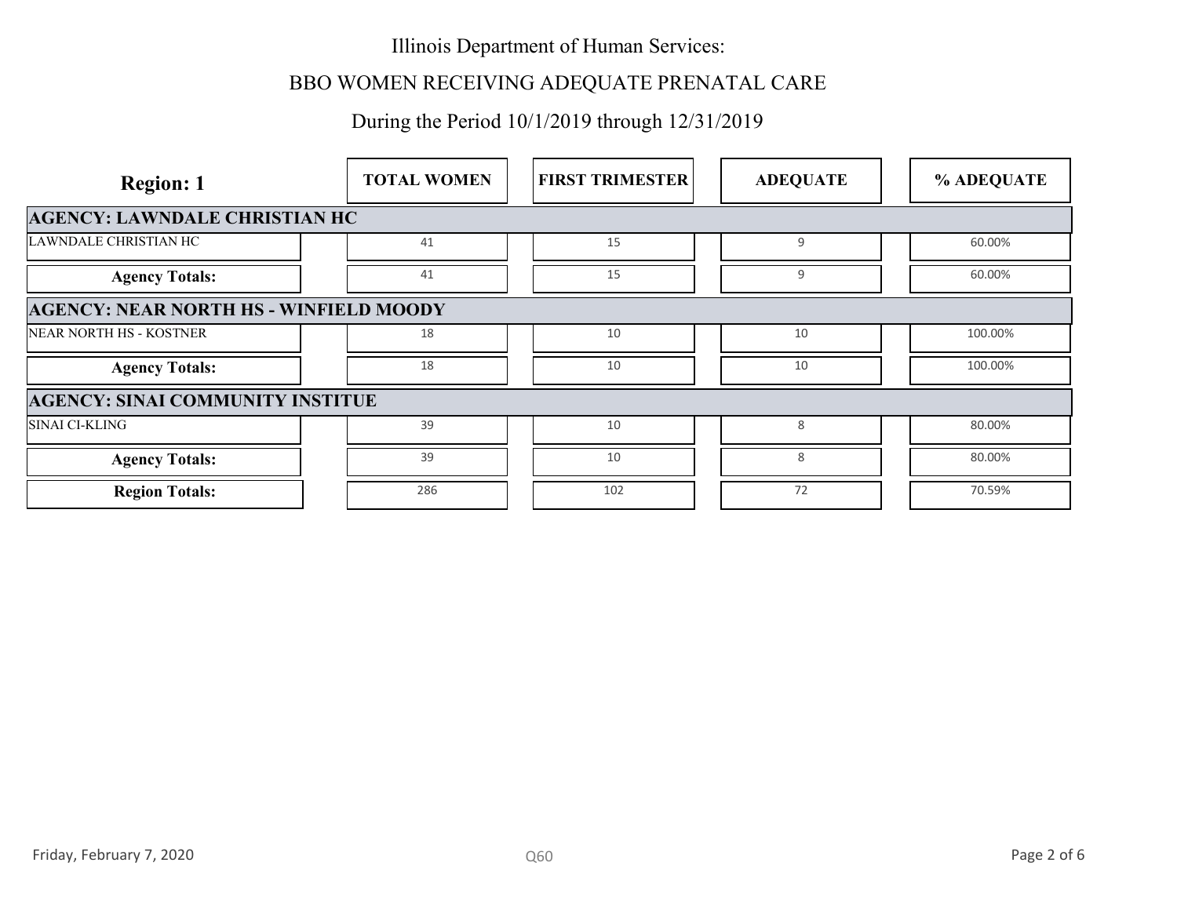Illinois Department of Human Services:

BBO WOMEN RECEIVING ADEQUATE PRENATAL CARE

During the Period 10/1/2019 through 12/31/2019

| Region: 1 | TOTAL WOMEN | FIRST TRIMESTER | ADEQUATE | % ADEQUATE |
|---|---|---|---|---|
| **AGENCY: LAWNDALE CHRISTIAN HC** | | | | |
| LAWNDALE CHRISTIAN HC | 41 | 15 | 9 | 60.00% |
| **Agency Totals:** | 41 | 15 | 9 | 60.00% |
| **AGENCY: NEAR NORTH HS - WINFIELD MOODY** | | | | |
| NEAR NORTH HS - KOSTNER | 18 | 10 | 10 | 100.00% |
| **Agency Totals:** | 18 | 10 | 10 | 100.00% |
| **AGENCY: SINAI COMMUNITY INSTITUE** | | | | |
| SINAI CI-KLING | 39 | 10 | 8 | 80.00% |
| **Agency Totals:** | 39 | 10 | 8 | 80.00% |
| **Region Totals:** | 286 | 102 | 72 | 70.59% |

Friday, February 7, 2020

Q60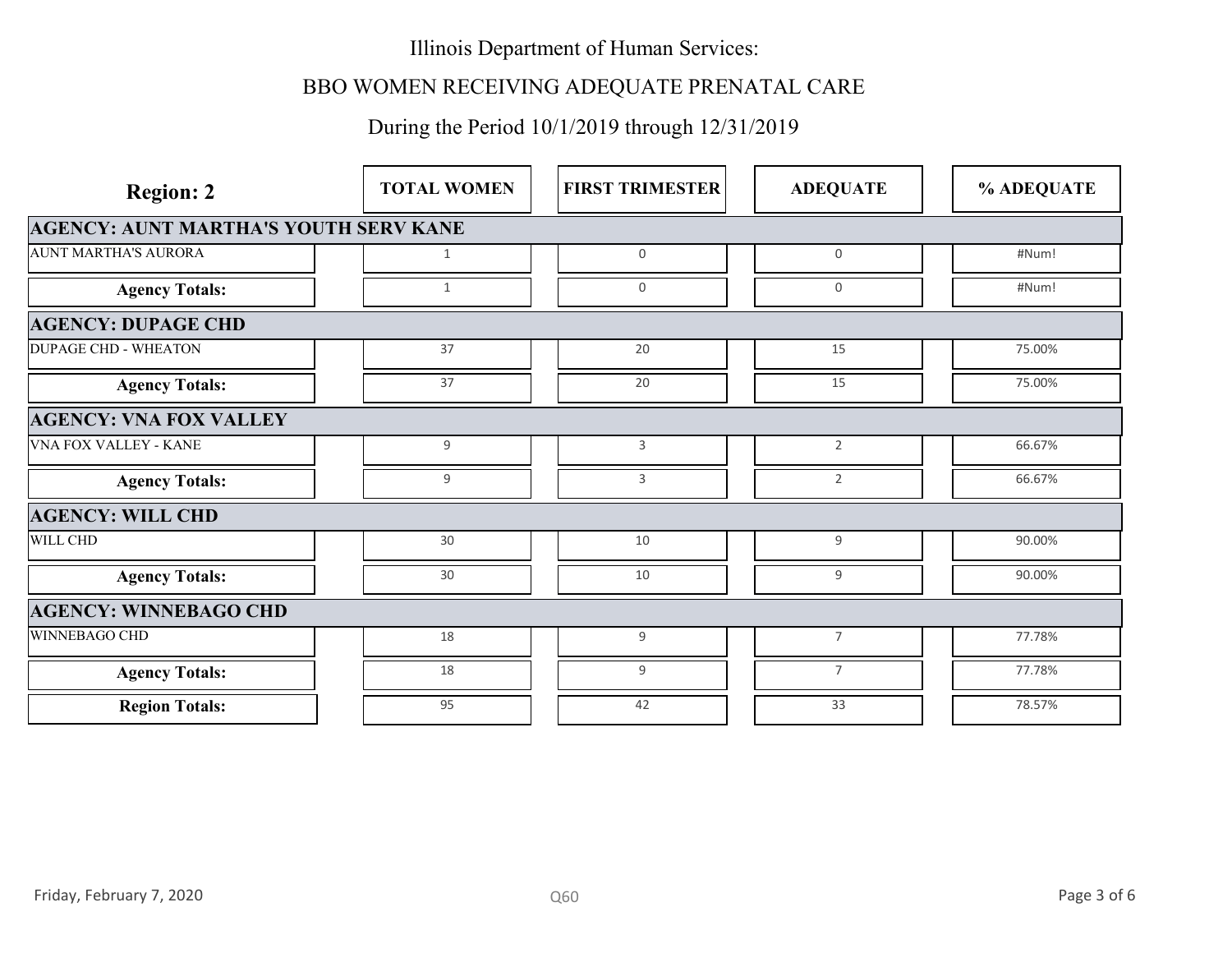# Illinois Department of Human Services:

## BBO WOMEN RECEIVING ADEQUATE PRENATAL CARE

### During the Period 10/1/2019 through 12/31/2019

| Region: 2 | TOTAL WOMEN | FIRST TRIMESTER | ADEQUATE | % ADEQUATE |
|---|---|---|---|---|
| **AGENCY: AUNT MARTHA'S YOUTH SERV KANE** | | | | |
| AUNT MARTHA'S AURORA | 1 | 0 | 0 | #Num! |
| **Agency Totals:** | 1 | 0 | 0 | #Num! |
| **AGENCY: DUPAGE CHD** | | | | |
| DUPAGE CHD - WHEATON | 37 | 20 | 15 | 75.00% |
| **Agency Totals:** | 37 | 20 | 15 | 75.00% |
| **AGENCY: VNA FOX VALLEY** | | | | |
| VNA FOX VALLEY - KANE | 9 | 3 | 2 | 66.67% |
| **Agency Totals:** | 9 | 3 | 2 | 66.67% |
| **AGENCY: WILL CHD** | | | | |
| WILL CHD | 30 | 10 | 9 | 90.00% |
| **Agency Totals:** | 30 | 10 | 9 | 90.00% |
| **AGENCY: WINNEBAGO CHD** | | | | |
| WINNEBAGO CHD | 18 | 9 | 7 | 77.78% |
| **Agency Totals:** | 18 | 9 | 7 | 77.78% |
| **Region Totals:** | 95 | 42 | 33 | 78.57% |

Friday, February 7, 2020

Q60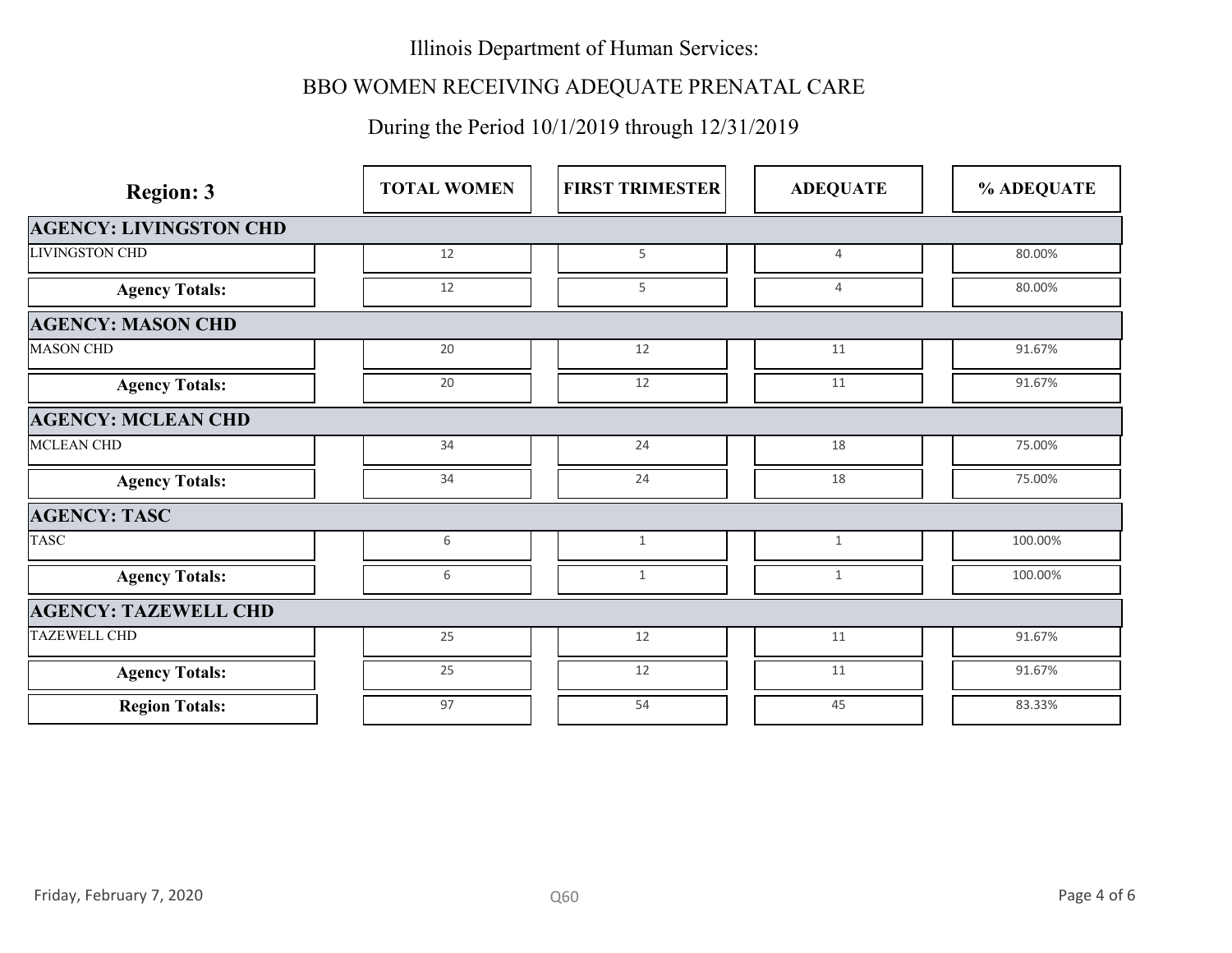# Illinois Department of Human Services:

## BBO WOMEN RECEIVING ADEQUATE PRENATAL CARE

### During the Period 10/1/2019 through 12/31/2019

| Region: 3 | TOTAL WOMEN | FIRST TRIMESTER | ADEQUATE | % ADEQUATE |
|---|---|---|---|---|
| **AGENCY: LIVINGSTON CHD** | | | | |
| LIVINGSTON CHD | 12 | 5 | 4 | 80.00% |
| **Agency Totals:** | 12 | 5 | 4 | 80.00% |
| **AGENCY: MASON CHD** | | | | |
| MASON CHD | 20 | 12 | 11 | 91.67% |
| **Agency Totals:** | 20 | 12 | 11 | 91.67% |
| **AGENCY: MCLEAN CHD** | | | | |
| MCLEAN CHD | 34 | 24 | 18 | 75.00% |
| **Agency Totals:** | 34 | 24 | 18 | 75.00% |
| **AGENCY: TASC** | | | | |
| TASC | 6 | 1 | 1 | 100.00% |
| **Agency Totals:** | 6 | 1 | 1 | 100.00% |
| **AGENCY: TAZEWELL CHD** | | | | |
| TAZEWELL CHD | 25 | 12 | 11 | 91.67% |
| **Agency Totals:** | 25 | 12 | 11 | 91.67% |
| **Region Totals:** | 97 | 54 | 45 | 83.33% |

Friday, February 7, 2020

Q60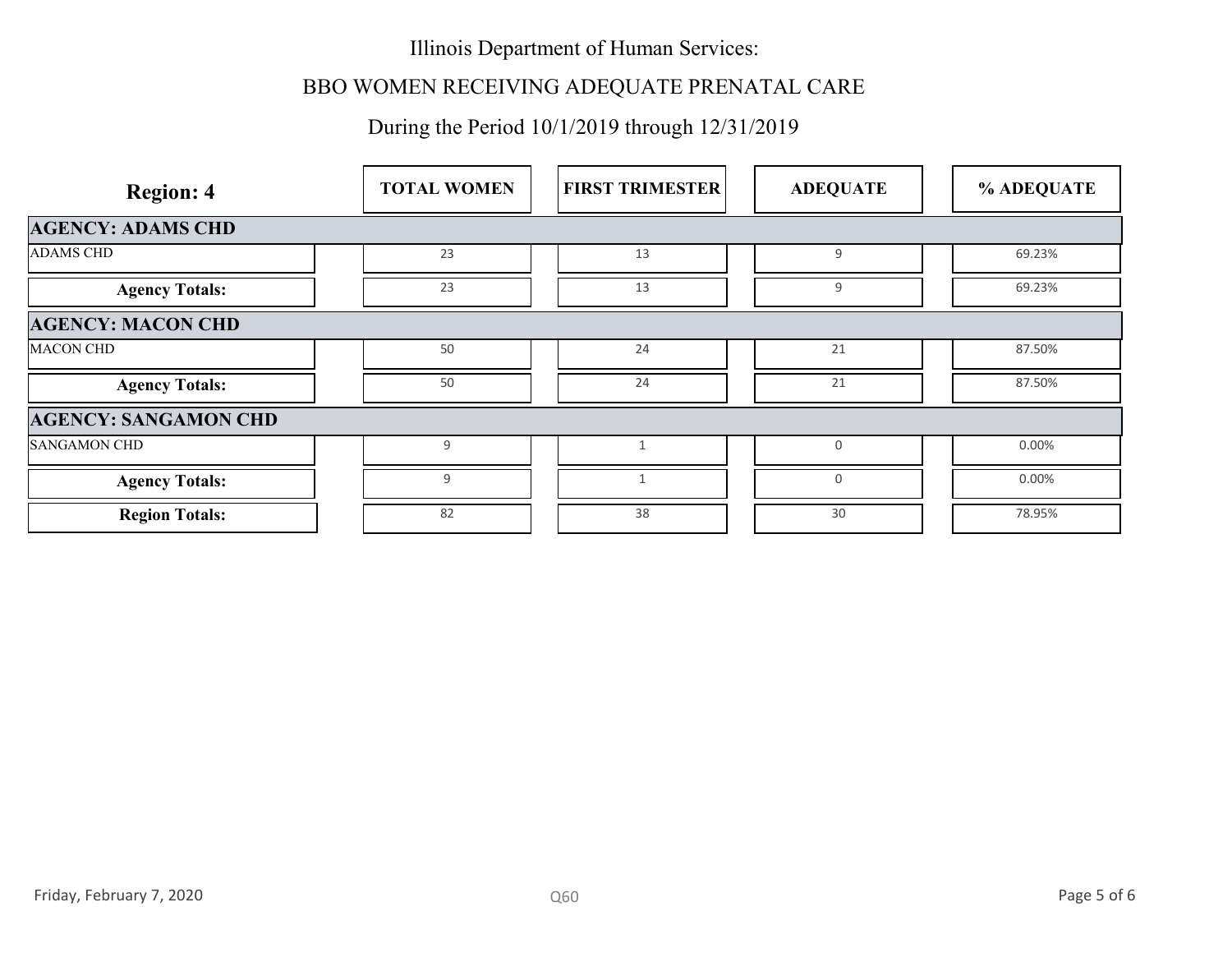# Illinois Department of Human Services:

## BBO WOMEN RECEIVING ADEQUATE PRENATAL CARE

### During the Period 10/1/2019 through 12/31/2019

| Region: 4 | TOTAL WOMEN | FIRST TRIMESTER | ADEQUATE | % ADEQUATE |
|---|---|---|---|---|
| **AGENCY: ADAMS CHD** | | | | |
| ADAMS CHD | 23 | 13 | 9 | 69.23% |
| **Agency Totals:** | 23 | 13 | 9 | 69.23% |
| **AGENCY: MACON CHD** | | | | |
| MACON CHD | 50 | 24 | 21 | 87.50% |
| **Agency Totals:** | 50 | 24 | 21 | 87.50% |
| **AGENCY: SANGAMON CHD** | | | | |
| SANGAMON CHD | 9 | 1 | 0 | 0.00% |
| **Agency Totals:** | 9 | 1 | 0 | 0.00% |
| **Region Totals:** | 82 | 38 | 30 | 78.95% |

Friday, February 7, 2020

Q60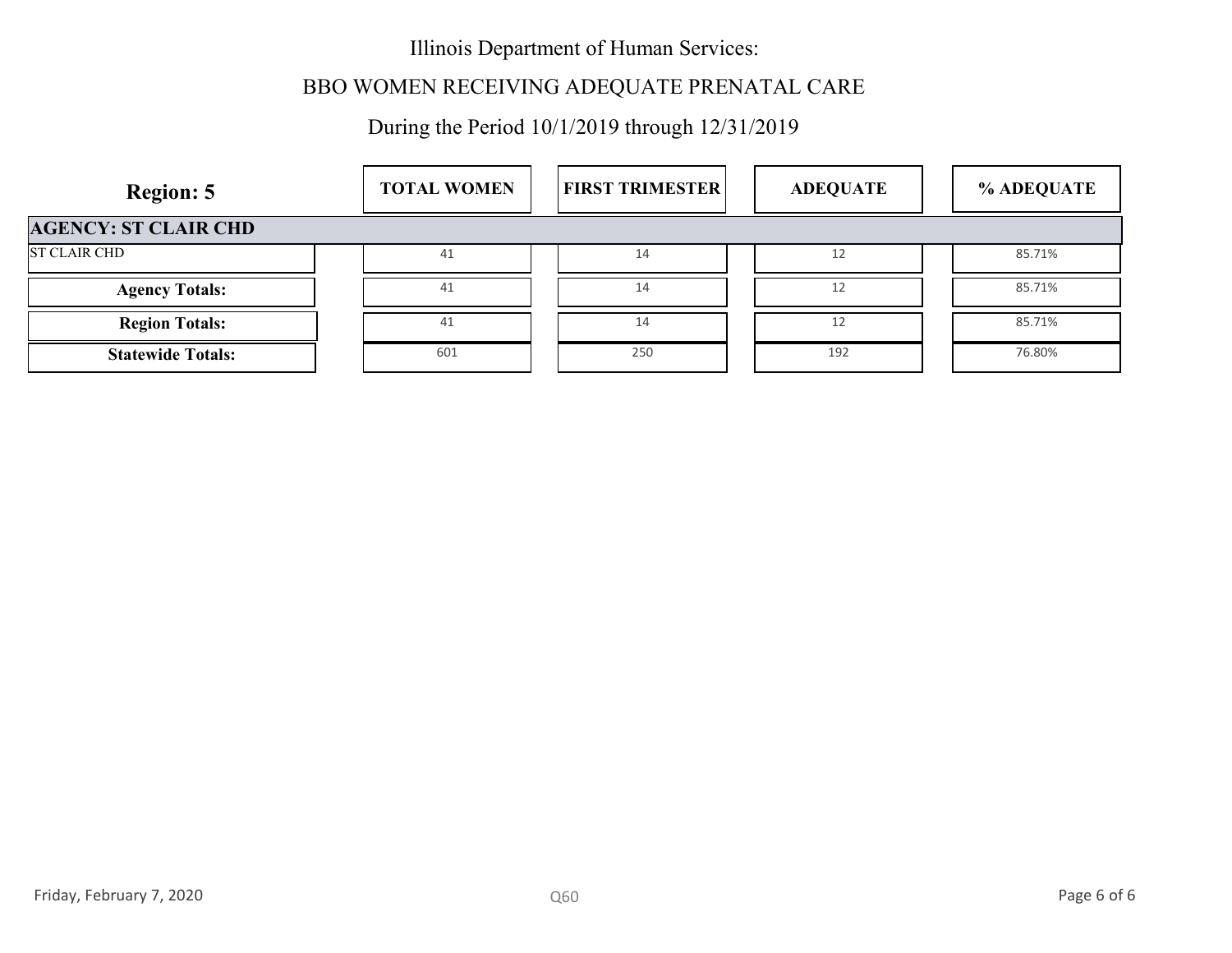Illinois Department of Human Services:

BBO WOMEN RECEIVING ADEQUATE PRENATAL CARE

During the Period 10/1/2019 through 12/31/2019

| Region: 5 | TOTAL WOMEN | FIRST TRIMESTER | ADEQUATE | % ADEQUATE |
|---|---|---|---|---|
| **AGENCY: ST CLAIR CHD** | | | | |
| ST CLAIR CHD | 41 | 14 | 12 | 85.71% |
| **Agency Totals:** | 41 | 14 | 12 | 85.71% |
| **Region Totals:** | 41 | 14 | 12 | 85.71% |
| **Statewide Totals:** | 601 | 250 | 192 | 76.80% |

Friday, February 7, 2020

Q60